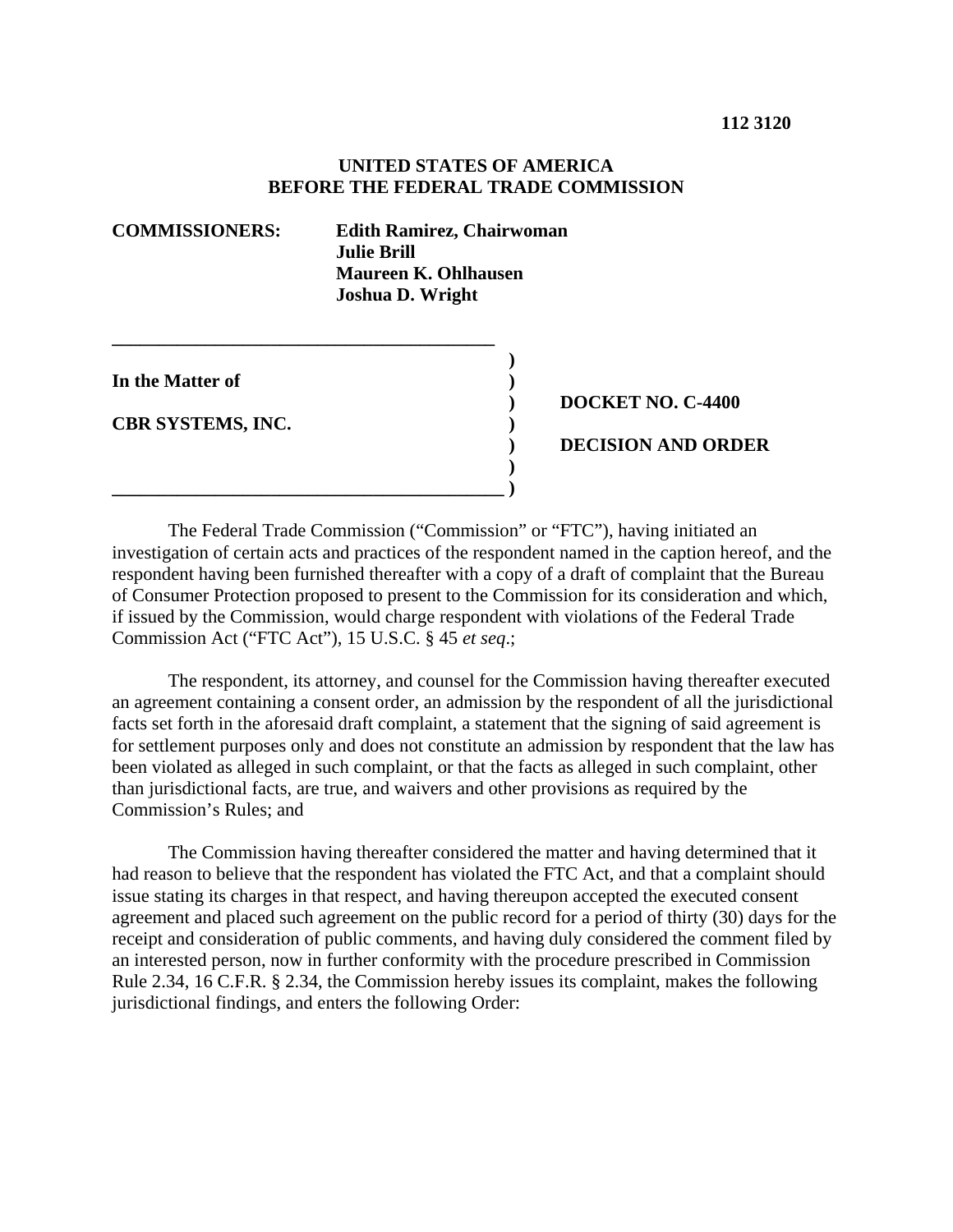**112 3120**

**UNITED STATES OF AMERICA**
**BEFORE THE FEDERAL TRADE COMMISSION**

**COMMISSIONERS:** **Edith Ramirez, Chairwoman**
**Julie Brill**
**Maureen K. Ohlhausen**
**Joshua D. Wright**

| | |
|---|---|
| **In the Matter of** | |
| | **DOCKET NO. C-4400** |
| **CBR SYSTEMS, INC.** | |
| | **DECISION AND ORDER** |

The Federal Trade Commission ("Commission" or "FTC"), having initiated an investigation of certain acts and practices of the respondent named in the caption hereof, and the respondent having been furnished thereafter with a copy of a draft of complaint that the Bureau of Consumer Protection proposed to present to the Commission for its consideration and which, if issued by the Commission, would charge respondent with violations of the Federal Trade Commission Act ("FTC Act"), 15 U.S.C. § 45 *et seq*.;

The respondent, its attorney, and counsel for the Commission having thereafter executed an agreement containing a consent order, an admission by the respondent of all the jurisdictional facts set forth in the aforesaid draft complaint, a statement that the signing of said agreement is for settlement purposes only and does not constitute an admission by respondent that the law has been violated as alleged in such complaint, or that the facts as alleged in such complaint, other than jurisdictional facts, are true, and waivers and other provisions as required by the Commission's Rules; and

The Commission having thereafter considered the matter and having determined that it had reason to believe that the respondent has violated the FTC Act, and that a complaint should issue stating its charges in that respect, and having thereupon accepted the executed consent agreement and placed such agreement on the public record for a period of thirty (30) days for the receipt and consideration of public comments, and having duly considered the comment filed by an interested person, now in further conformity with the procedure prescribed in Commission Rule 2.34, 16 C.F.R. § 2.34, the Commission hereby issues its complaint, makes the following jurisdictional findings, and enters the following Order: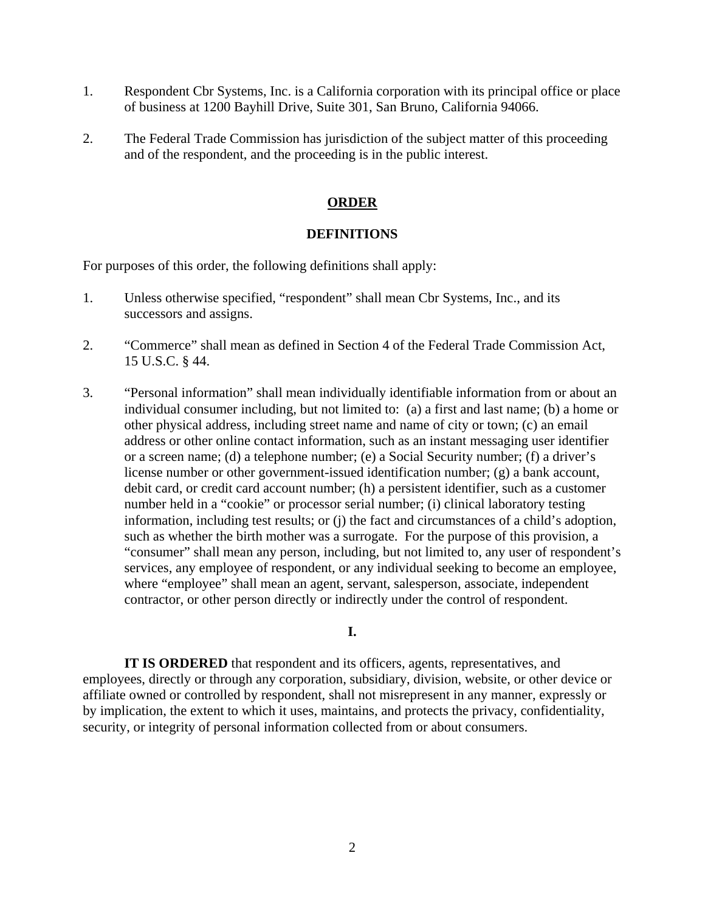1. Respondent Cbr Systems, Inc. is a California corporation with its principal office or place of business at 1200 Bayhill Drive, Suite 301, San Bruno, California 94066.

2. The Federal Trade Commission has jurisdiction of the subject matter of this proceeding and of the respondent, and the proceeding is in the public interest.

## ORDER

### DEFINITIONS

For purposes of this order, the following definitions shall apply:

1. Unless otherwise specified, "respondent" shall mean Cbr Systems, Inc., and its successors and assigns.

2. "Commerce" shall mean as defined in Section 4 of the Federal Trade Commission Act, 15 U.S.C. § 44.

3. "Personal information" shall mean individually identifiable information from or about an individual consumer including, but not limited to: (a) a first and last name; (b) a home or other physical address, including street name and name of city or town; (c) an email address or other online contact information, such as an instant messaging user identifier or a screen name; (d) a telephone number; (e) a Social Security number; (f) a driver's license number or other government-issued identification number; (g) a bank account, debit card, or credit card account number; (h) a persistent identifier, such as a customer number held in a "cookie" or processor serial number; (i) clinical laboratory testing information, including test results; or (j) the fact and circumstances of a child's adoption, such as whether the birth mother was a surrogate. For the purpose of this provision, a "consumer" shall mean any person, including, but not limited to, any user of respondent's services, any employee of respondent, or any individual seeking to become an employee, where "employee" shall mean an agent, servant, salesperson, associate, independent contractor, or other person directly or indirectly under the control of respondent.

### I.

**IT IS ORDERED** that respondent and its officers, agents, representatives, and employees, directly or through any corporation, subsidiary, division, website, or other device or affiliate owned or controlled by respondent, shall not misrepresent in any manner, expressly or by implication, the extent to which it uses, maintains, and protects the privacy, confidentiality, security, or integrity of personal information collected from or about consumers.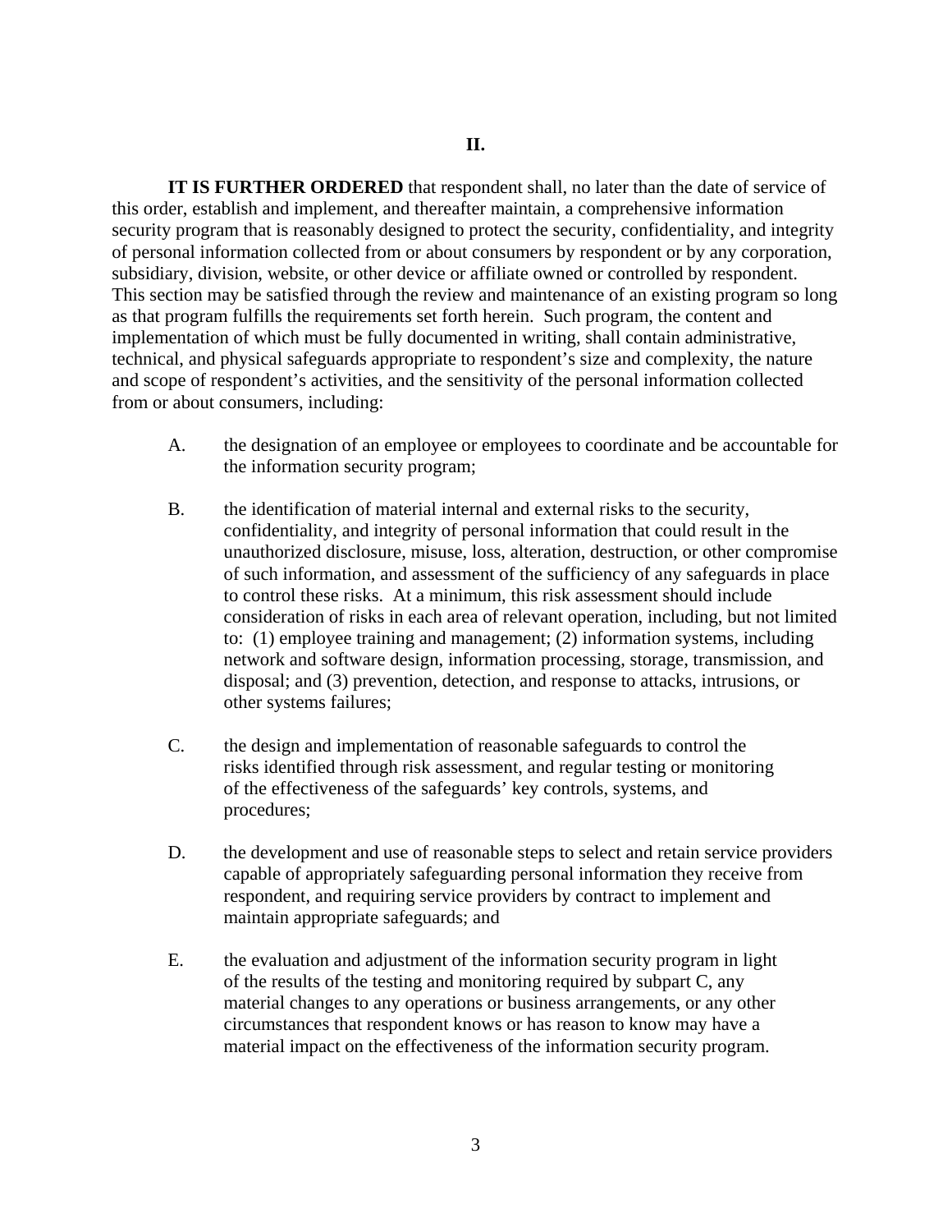## II.

**IT IS FURTHER ORDERED** that respondent shall, no later than the date of service of this order, establish and implement, and thereafter maintain, a comprehensive information security program that is reasonably designed to protect the security, confidentiality, and integrity of personal information collected from or about consumers by respondent or by any corporation, subsidiary, division, website, or other device or affiliate owned or controlled by respondent. This section may be satisfied through the review and maintenance of an existing program so long as that program fulfills the requirements set forth herein. Such program, the content and implementation of which must be fully documented in writing, shall contain administrative, technical, and physical safeguards appropriate to respondent's size and complexity, the nature and scope of respondent's activities, and the sensitivity of the personal information collected from or about consumers, including:

A. the designation of an employee or employees to coordinate and be accountable for the information security program;

B. the identification of material internal and external risks to the security, confidentiality, and integrity of personal information that could result in the unauthorized disclosure, misuse, loss, alteration, destruction, or other compromise of such information, and assessment of the sufficiency of any safeguards in place to control these risks. At a minimum, this risk assessment should include consideration of risks in each area of relevant operation, including, but not limited to: (1) employee training and management; (2) information systems, including network and software design, information processing, storage, transmission, and disposal; and (3) prevention, detection, and response to attacks, intrusions, or other systems failures;

C. the design and implementation of reasonable safeguards to control the risks identified through risk assessment, and regular testing or monitoring of the effectiveness of the safeguards' key controls, systems, and procedures;

D. the development and use of reasonable steps to select and retain service providers capable of appropriately safeguarding personal information they receive from respondent, and requiring service providers by contract to implement and maintain appropriate safeguards; and

E. the evaluation and adjustment of the information security program in light of the results of the testing and monitoring required by subpart C, any material changes to any operations or business arrangements, or any other circumstances that respondent knows or has reason to know may have a material impact on the effectiveness of the information security program.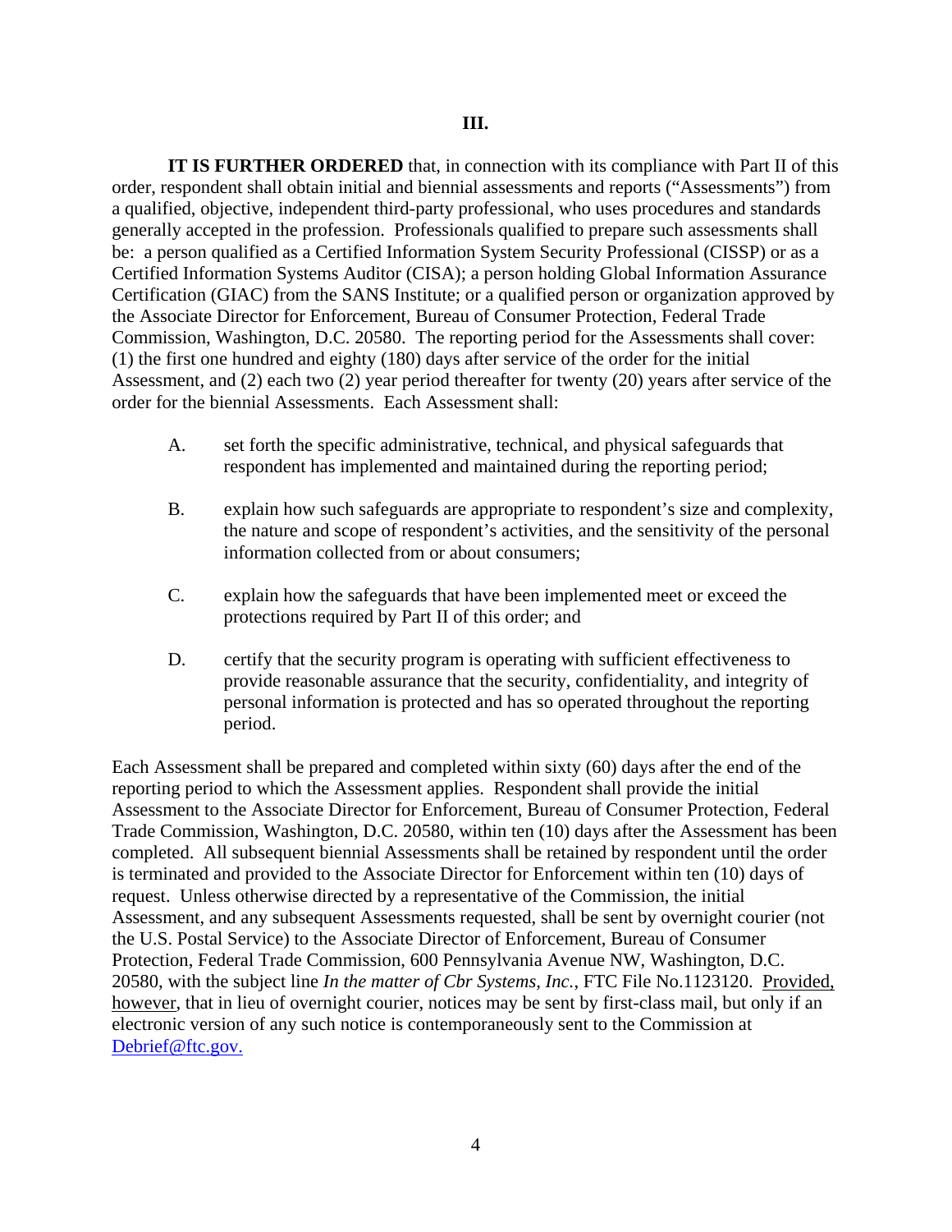### III.

**IT IS FURTHER ORDERED** that, in connection with its compliance with Part II of this order, respondent shall obtain initial and biennial assessments and reports ("Assessments") from a qualified, objective, independent third-party professional, who uses procedures and standards generally accepted in the profession. Professionals qualified to prepare such assessments shall be: a person qualified as a Certified Information System Security Professional (CISSP) or as a Certified Information Systems Auditor (CISA); a person holding Global Information Assurance Certification (GIAC) from the SANS Institute; or a qualified person or organization approved by the Associate Director for Enforcement, Bureau of Consumer Protection, Federal Trade Commission, Washington, D.C. 20580. The reporting period for the Assessments shall cover: (1) the first one hundred and eighty (180) days after service of the order for the initial Assessment, and (2) each two (2) year period thereafter for twenty (20) years after service of the order for the biennial Assessments. Each Assessment shall:

A. set forth the specific administrative, technical, and physical safeguards that respondent has implemented and maintained during the reporting period;

B. explain how such safeguards are appropriate to respondent's size and complexity, the nature and scope of respondent's activities, and the sensitivity of the personal information collected from or about consumers;

C. explain how the safeguards that have been implemented meet or exceed the protections required by Part II of this order; and

D. certify that the security program is operating with sufficient effectiveness to provide reasonable assurance that the security, confidentiality, and integrity of personal information is protected and has so operated throughout the reporting period.

Each Assessment shall be prepared and completed within sixty (60) days after the end of the reporting period to which the Assessment applies. Respondent shall provide the initial Assessment to the Associate Director for Enforcement, Bureau of Consumer Protection, Federal Trade Commission, Washington, D.C. 20580, within ten (10) days after the Assessment has been completed. All subsequent biennial Assessments shall be retained by respondent until the order is terminated and provided to the Associate Director for Enforcement within ten (10) days of request. Unless otherwise directed by a representative of the Commission, the initial Assessment, and any subsequent Assessments requested, shall be sent by overnight courier (not the U.S. Postal Service) to the Associate Director of Enforcement, Bureau of Consumer Protection, Federal Trade Commission, 600 Pennsylvania Avenue NW, Washington, D.C. 20580, with the subject line *In the matter of Cbr Systems, Inc.*, FTC File No.1123120. Provided, however, that in lieu of overnight courier, notices may be sent by first-class mail, but only if an electronic version of any such notice is contemporaneously sent to the Commission at Debrief@ftc.gov.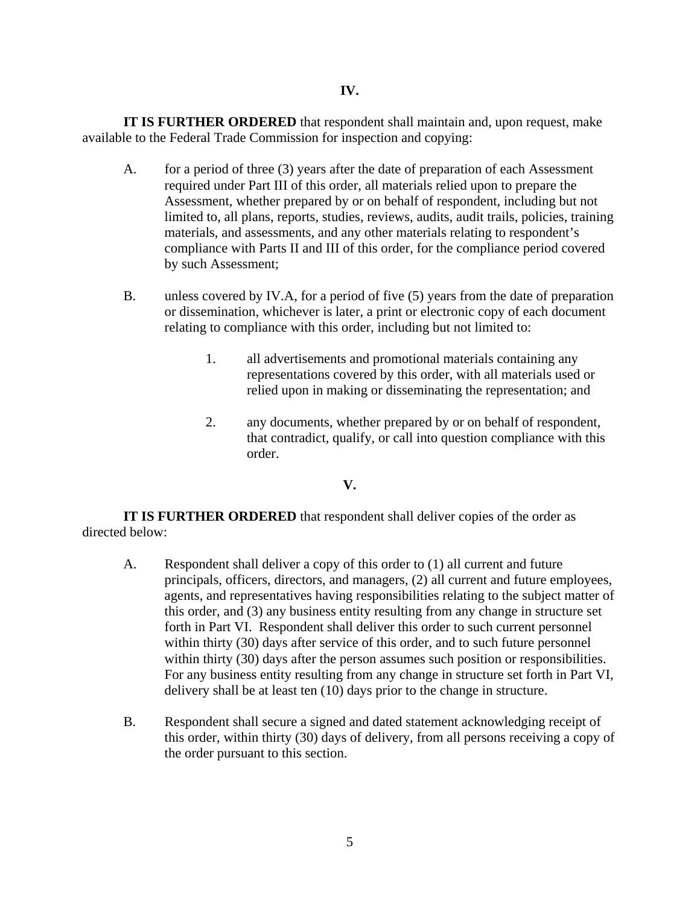## IV.

**IT IS FURTHER ORDERED** that respondent shall maintain and, upon request, make available to the Federal Trade Commission for inspection and copying:

A. for a period of three (3) years after the date of preparation of each Assessment required under Part III of this order, all materials relied upon to prepare the Assessment, whether prepared by or on behalf of respondent, including but not limited to, all plans, reports, studies, reviews, audits, audit trails, policies, training materials, and assessments, and any other materials relating to respondent's compliance with Parts II and III of this order, for the compliance period covered by such Assessment;

B. unless covered by IV.A, for a period of five (5) years from the date of preparation or dissemination, whichever is later, a print or electronic copy of each document relating to compliance with this order, including but not limited to:

   1. all advertisements and promotional materials containing any representations covered by this order, with all materials used or relied upon in making or disseminating the representation; and

   2. any documents, whether prepared by or on behalf of respondent, that contradict, qualify, or call into question compliance with this order.

## V.

**IT IS FURTHER ORDERED** that respondent shall deliver copies of the order as directed below:

A. Respondent shall deliver a copy of this order to (1) all current and future principals, officers, directors, and managers, (2) all current and future employees, agents, and representatives having responsibilities relating to the subject matter of this order, and (3) any business entity resulting from any change in structure set forth in Part VI. Respondent shall deliver this order to such current personnel within thirty (30) days after service of this order, and to such future personnel within thirty (30) days after the person assumes such position or responsibilities. For any business entity resulting from any change in structure set forth in Part VI, delivery shall be at least ten (10) days prior to the change in structure.

B. Respondent shall secure a signed and dated statement acknowledging receipt of this order, within thirty (30) days of delivery, from all persons receiving a copy of the order pursuant to this section.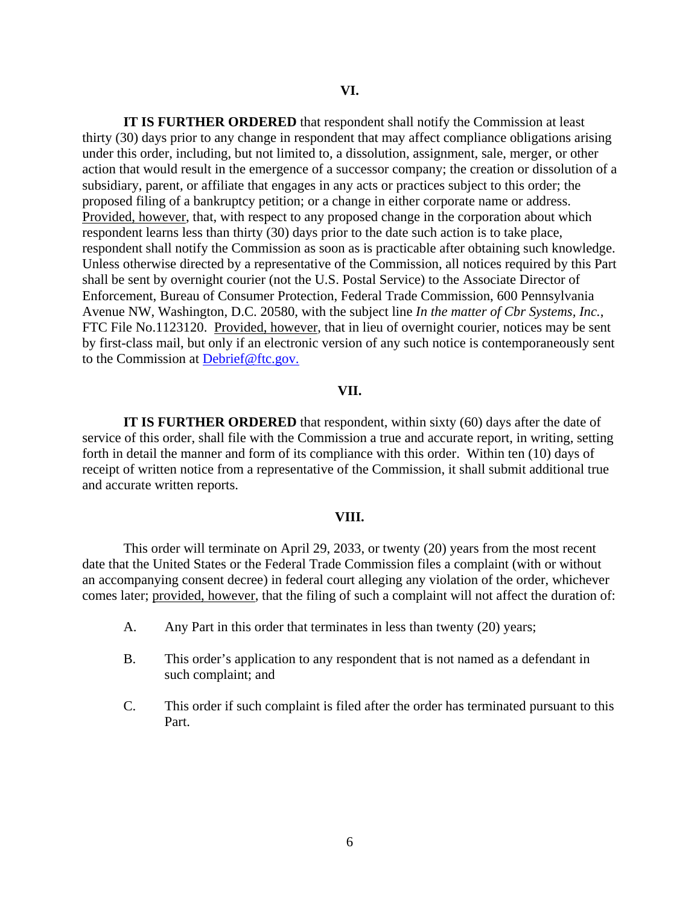## VI.

**IT IS FURTHER ORDERED** that respondent shall notify the Commission at least thirty (30) days prior to any change in respondent that may affect compliance obligations arising under this order, including, but not limited to, a dissolution, assignment, sale, merger, or other action that would result in the emergence of a successor company; the creation or dissolution of a subsidiary, parent, or affiliate that engages in any acts or practices subject to this order; the proposed filing of a bankruptcy petition; or a change in either corporate name or address. Provided, however, that, with respect to any proposed change in the corporation about which respondent learns less than thirty (30) days prior to the date such action is to take place, respondent shall notify the Commission as soon as is practicable after obtaining such knowledge. Unless otherwise directed by a representative of the Commission, all notices required by this Part shall be sent by overnight courier (not the U.S. Postal Service) to the Associate Director of Enforcement, Bureau of Consumer Protection, Federal Trade Commission, 600 Pennsylvania Avenue NW, Washington, D.C. 20580, with the subject line *In the matter of Cbr Systems, Inc.*, FTC File No.1123120. Provided, however, that in lieu of overnight courier, notices may be sent by first-class mail, but only if an electronic version of any such notice is contemporaneously sent to the Commission at Debrief@ftc.gov.

## VII.

**IT IS FURTHER ORDERED** that respondent, within sixty (60) days after the date of service of this order, shall file with the Commission a true and accurate report, in writing, setting forth in detail the manner and form of its compliance with this order. Within ten (10) days of receipt of written notice from a representative of the Commission, it shall submit additional true and accurate written reports.

## VIII.

This order will terminate on April 29, 2033, or twenty (20) years from the most recent date that the United States or the Federal Trade Commission files a complaint (with or without an accompanying consent decree) in federal court alleging any violation of the order, whichever comes later; provided, however, that the filing of such a complaint will not affect the duration of:

A. Any Part in this order that terminates in less than twenty (20) years;

B. This order's application to any respondent that is not named as a defendant in such complaint; and

C. This order if such complaint is filed after the order has terminated pursuant to this Part.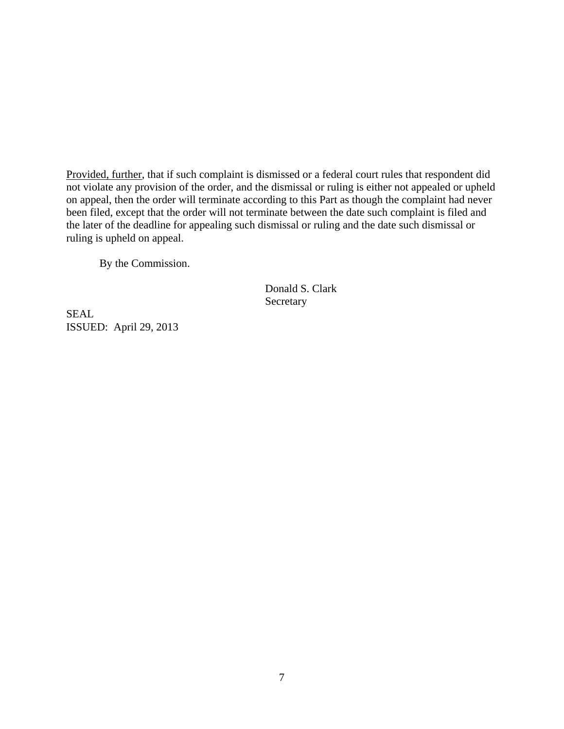<u>Provided, further</u>, that if such complaint is dismissed or a federal court rules that respondent did not violate any provision of the order, and the dismissal or ruling is either not appealed or upheld on appeal, then the order will terminate according to this Part as though the complaint had never been filed, except that the order will not terminate between the date such complaint is filed and the later of the deadline for appealing such dismissal or ruling and the date such dismissal or ruling is upheld on appeal.

By the Commission.

Donald S. Clark
Secretary

SEAL
ISSUED: April 29, 2013